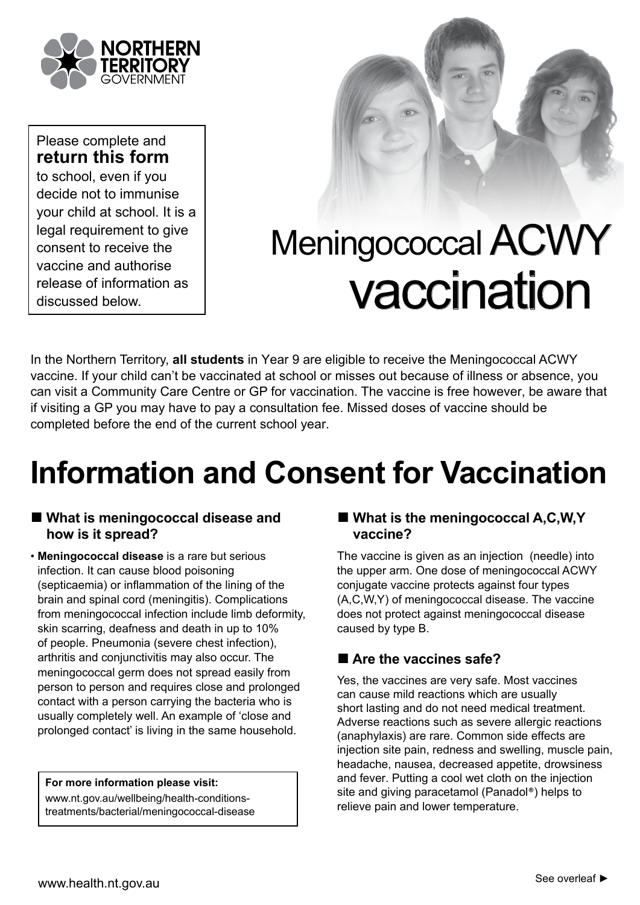NORTHERN TERRITORY GOVERNMENT

Please complete and **return this form** to school, even if you decide not to immunise your child at school. It is a legal requirement to give consent to receive the vaccine and authorise release of information as discussed below.

# Meningococcal ACWY vaccination

In the Northern Territory, **all students** in Year 9 are eligible to receive the Meningococcal ACWY vaccine. If your child can't be vaccinated at school or misses out because of illness or absence, you can visit a Community Care Centre or GP for vaccination. The vaccine is free however, be aware that if visiting a GP you may have to pay a consultation fee. Missed doses of vaccine should be completed before the end of the current school year.

# Information and Consent for Vaccination

## ■ What is meningococcal disease and how is it spread?

- **Meningococcal disease** is a rare but serious infection. It can cause blood poisoning (septicaemia) or inflammation of the lining of the brain and spinal cord (meningitis). Complications from meningococcal infection include limb deformity, skin scarring, deafness and death in up to 10% of people. Pneumonia (severe chest infection), arthritis and conjunctivitis may also occur. The meningococcal germ does not spread easily from person to person and requires close and prolonged contact with a person carrying the bacteria who is usually completely well. An example of 'close and prolonged contact' is living in the same household.

**For more information please visit:**
www.nt.gov.au/wellbeing/health-conditions-treatments/bacterial/meningococcal-disease

## ■ What is the meningococcal A,C,W,Y vaccine?

The vaccine is given as an injection (needle) into the upper arm. One dose of meningococcal ACWY conjugate vaccine protects against four types (A,C,W,Y) of meningococcal disease. The vaccine does not protect against meningococcal disease caused by type B.

## ■ Are the vaccines safe?

Yes, the vaccines are very safe. Most vaccines can cause mild reactions which are usually short lasting and do not need medical treatment. Adverse reactions such as severe allergic reactions (anaphylaxis) are rare. Common side effects are injection site pain, redness and swelling, muscle pain, headache, nausea, decreased appetite, drowsiness and fever. Putting a cool wet cloth on the injection site and giving paracetamol (Panadol®) helps to relieve pain and lower temperature.

www.health.nt.gov.au

See overleaf ►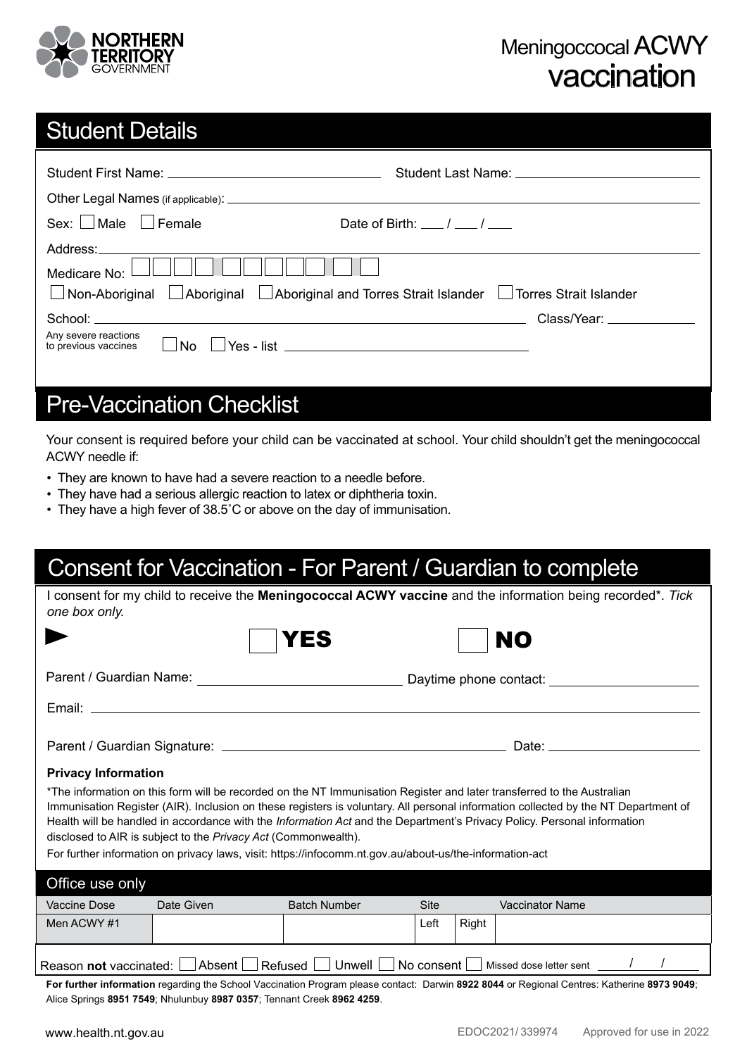NORTHERN TERRITORY GOVERNMENT

# Meningococcal ACWY vaccination

## Student Details

Student First Name: ______________________ Student Last Name: ______________________

Other Legal Names (if applicable): ______________________

Sex: ☐ Male ☐ Female Date of Birth: ___ / ___ / ___

Address: ______________________

Medicare No: ☐☐☐☐ ☐☐☐☐☐ ☐ ☐

☐ Non-Aboriginal ☐ Aboriginal ☐ Aboriginal and Torres Strait Islander ☐ Torres Strait Islander

School: ______________________ Class/Year: ____________

Any severe reactions to previous vaccines ☐ No ☐ Yes - list ______________________

## Pre-Vaccination Checklist

Your consent is required before your child can be vaccinated at school. Your child shouldn't get the meningococcal ACWY needle if:

- They are known to have had a severe reaction to a needle before.
- They have had a serious allergic reaction to latex or diphtheria toxin.
- They have a high fever of 38.5˚C or above on the day of immunisation.

## Consent for Vaccination - For Parent / Guardian to complete

I consent for my child to receive the **Meningococcal ACWY vaccine** and the information being recorded*. *Tick one box only.*

☐ **YES** ☐ **NO**

Parent / Guardian Name: ______________________ Daytime phone contact: ______________________

Email: ______________________

Parent / Guardian Signature: ______________________ Date: ______________________

**Privacy Information**

*The information on this form will be recorded on the NT Immunisation Register and later transferred to the Australian Immunisation Register (AIR). Inclusion on these registers is voluntary. All personal information collected by the NT Department of Health will be handled in accordance with the *Information Act* and the Department's Privacy Policy. Personal information disclosed to AIR is subject to the *Privacy Act* (Commonwealth).

For further information on privacy laws, visit: https://infocomm.nt.gov.au/about-us/the-information-act

### Office use only

| Vaccine Dose | Date Given | Batch Number | Site | | Vaccinator Name |
|---|---|---|---|---|---|
| Men ACWY #1 | | | Left | Right | |

Reason **not** vaccinated: ☐ Absent ☐ Refused ☐ Unwell ☐ No consent ☐ Missed dose letter sent ___ / ___ / ___

**For further information** regarding the School Vaccination Program please contact: Darwin **8922 8044** or Regional Centres: Katherine **8973 9049**; Alice Springs **8951 7549**; Nhulunbuy **8987 0357**; Tennant Creek **8962 4259**.

www.health.nt.gov.au EDOC2021/339974 Approved for use in 2022